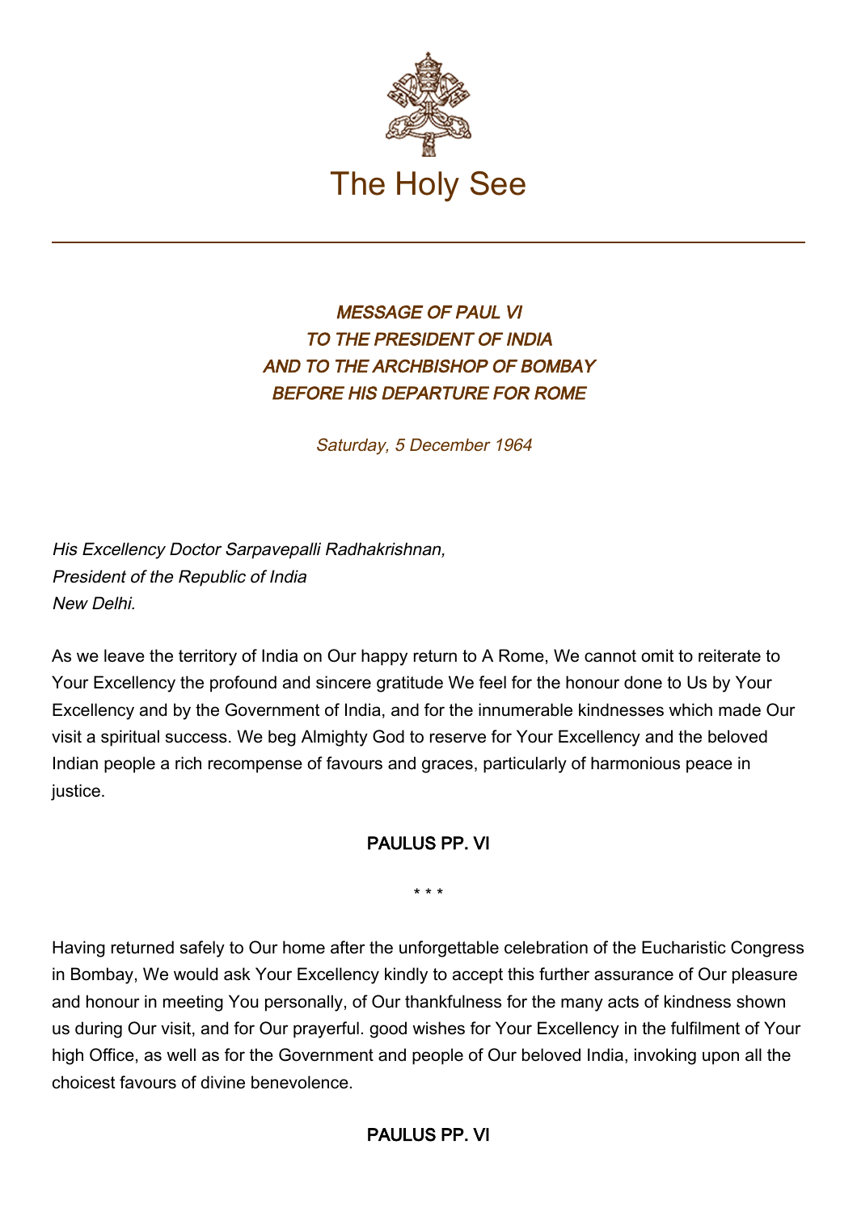# The Holy See

## *MESSAGE OF PAUL VI TO THE PRESIDENT OF INDIA AND TO THE ARCHBISHOP OF BOMBAY BEFORE HIS DEPARTURE FOR ROME*

*Saturday, 5 December 1964*

*His Excellency Doctor Sarpavepalli Radhakrishnan,*
*President of the Republic of India*
*New Delhi.*

As we leave the territory of India on Our happy return to A Rome, We cannot omit to reiterate to Your Excellency the profound and sincere gratitude We feel for the honour done to Us by Your Excellency and by the Government of India, and for the innumerable kindnesses which made Our visit a spiritual success. We beg Almighty God to reserve for Your Excellency and the beloved Indian people a rich recompense of favours and graces, particularly of harmonious peace in justice.

**PAULUS PP. VI**

\* \* \*

Having returned safely to Our home after the unforgettable celebration of the Eucharistic Congress in Bombay, We would ask Your Excellency kindly to accept this further assurance of Our pleasure and honour in meeting You personally, of Our thankfulness for the many acts of kindness shown us during Our visit, and for Our prayerful. good wishes for Your Excellency in the fulfilment of Your high Office, as well as for the Government and people of Our beloved India, invoking upon all the choicest favours of divine benevolence.

**PAULUS PP. VI**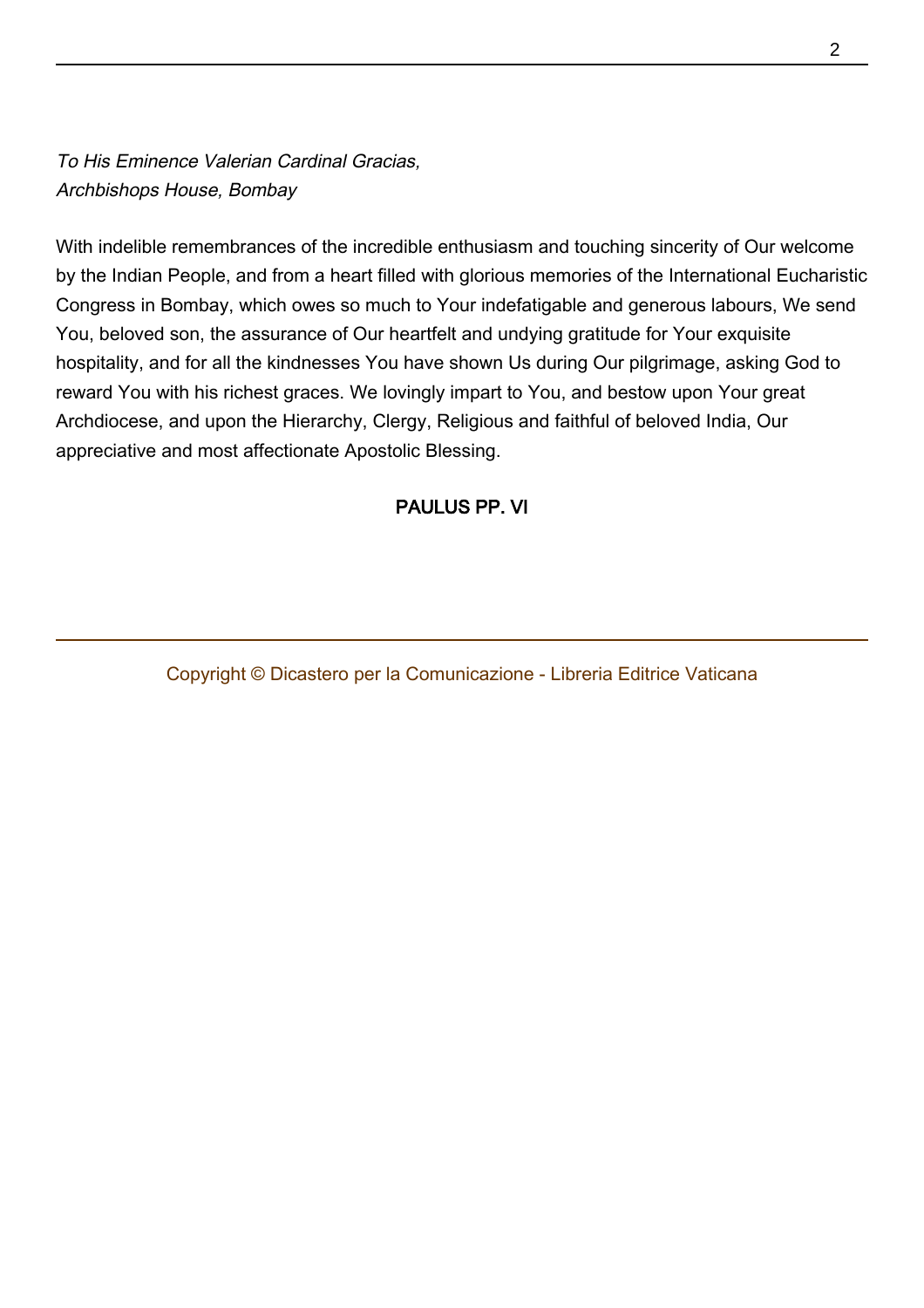*To His Eminence Valerian Cardinal Gracias,*
*Archbishops House, Bombay*

With indelible remembrances of the incredible enthusiasm and touching sincerity of Our welcome by the Indian People, and from a heart filled with glorious memories of the International Eucharistic Congress in Bombay, which owes so much to Your indefatigable and generous labours, We send You, beloved son, the assurance of Our heartfelt and undying gratitude for Your exquisite hospitality, and for all the kindnesses You have shown Us during Our pilgrimage, asking God to reward You with his richest graces. We lovingly impart to You, and bestow upon Your great Archdiocese, and upon the Hierarchy, Clergy, Religious and faithful of beloved India, Our appreciative and most affectionate Apostolic Blessing.

**PAULUS PP. VI**

---

Copyright © Dicastero per la Comunicazione - Libreria Editrice Vaticana